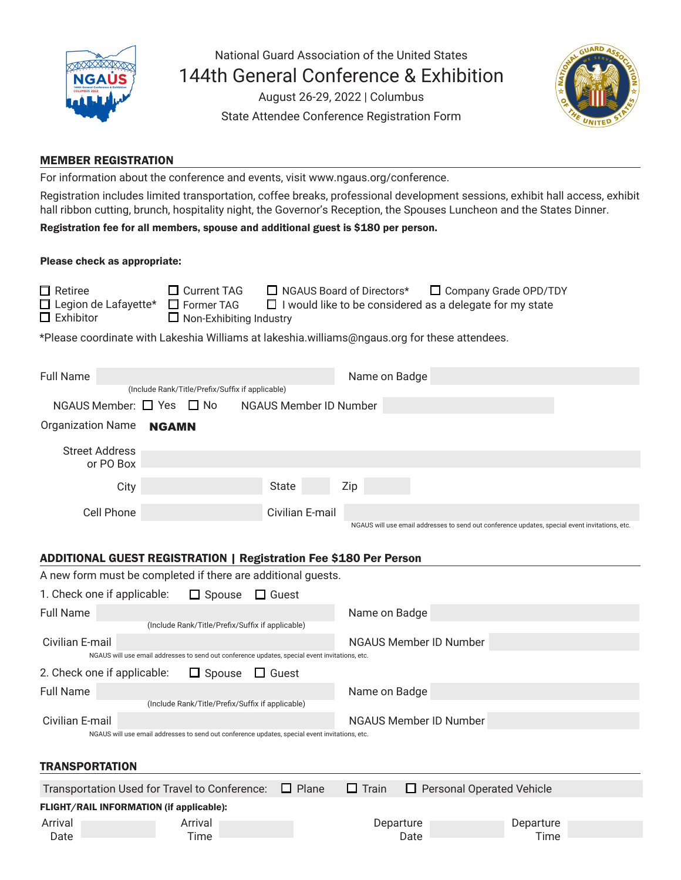National Guard Association of the United States

# 144th General Conference & Exhibition

August 26-29, 2022 | Columbus

State Attendee Conference Registration Form

## MEMBER REGISTRATION

For information about the conference and events, visit www.ngaus.org/conference.

Registration includes limited transportation, coffee breaks, professional development sessions, exhibit hall access, exhibit hall ribbon cutting, brunch, hospitality night, the Governor's Reception, the Spouses Luncheon and the States Dinner.

**Registration fee for all members, spouse and additional guest is $180 per person.**

**Please check as appropriate:**

- ☐ Retiree
- ☐ Legion de Lafayette*
- ☐ Exhibitor
- ☐ Current TAG
- ☐ Former TAG
- ☐ Non-Exhibiting Industry
- ☐ NGAUS Board of Directors*
- ☐ I would like to be considered as a delegate for my state
- ☐ Company Grade OPD/TDY

*Please coordinate with Lakeshia Williams at lakeshia.williams@ngaus.org for these attendees.

Full Name ______ (Include Rank/Title/Prefix/Suffix if applicable)

Name on Badge ______

NGAUS Member: ☐ Yes ☐ No NGAUS Member ID Number ______

Organization Name **NGAMN**

Street Address or PO Box ______

City ______ State ______ Zip ______

Cell Phone ______ Civilian E-mail ______

NGAUS will use email addresses to send out conference updates, special event invitations, etc.

## ADDITIONAL GUEST REGISTRATION | Registration Fee $180 Per Person

A new form must be completed if there are additional guests.

1. Check one if applicable: ☐ Spouse ☐ Guest

Full Name ______ (Include Rank/Title/Prefix/Suffix if applicable)

Name on Badge ______

Civilian E-mail ______ NGAUS Member ID Number ______

NGAUS will use email addresses to send out conference updates, special event invitations, etc.

2. Check one if applicable: ☐ Spouse ☐ Guest

Full Name ______ (Include Rank/Title/Prefix/Suffix if applicable)

Name on Badge ______

Civilian E-mail ______ NGAUS Member ID Number ______

NGAUS will use email addresses to send out conference updates, special event invitations, etc.

## TRANSPORTATION

Transportation Used for Travel to Conference: ☐ Plane ☐ Train ☐ Personal Operated Vehicle

**FLIGHT/RAIL INFORMATION (if applicable):**

Arrival Date ______ Arrival Time ______ Departure Date ______ Departure Time ______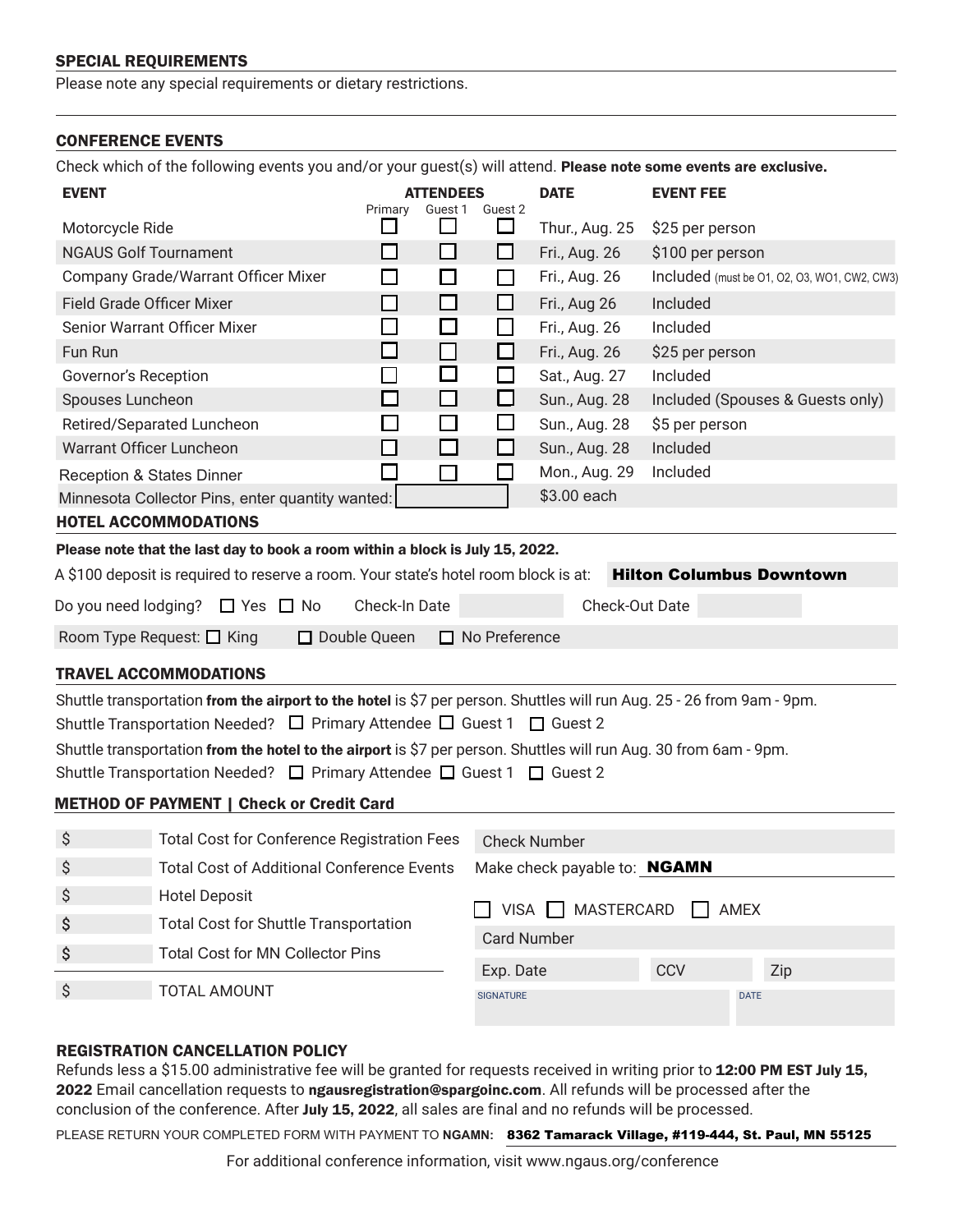## SPECIAL REQUIREMENTS

Please note any special requirements or dietary restrictions.

## CONFERENCE EVENTS

Check which of the following events you and/or your guest(s) will attend. **Please note some events are exclusive.**

| EVENT | ATTENDEES Primary | Guest 1 | Guest 2 | DATE | EVENT FEE |
|---|---|---|---|---|---|
| Motorcycle Ride | ☐ | ☐ | ☐ | Thur., Aug. 25 | $25 per person |
| NGAUS Golf Tournament | ☐ | ☐ | ☐ | Fri., Aug. 26 | $100 per person |
| Company Grade/Warrant Officer Mixer | ☐ | ☐ | ☐ | Fri., Aug. 26 | Included (must be O1, O2, O3, WO1, CW2, CW3) |
| Field Grade Officer Mixer | ☐ | ☐ | ☐ | Fri., Aug 26 | Included |
| Senior Warrant Officer Mixer | ☐ | ☐ | ☐ | Fri., Aug. 26 | Included |
| Fun Run | ☐ | ☐ | ☐ | Fri., Aug. 26 | $25 per person |
| Governor's Reception | ☐ | ☐ | ☐ | Sat., Aug. 27 | Included |
| Spouses Luncheon | ☐ | ☐ | ☐ | Sun., Aug. 28 | Included (Spouses & Guests only) |
| Retired/Separated Luncheon | ☐ | ☐ | ☐ | Sun., Aug. 28 | $5 per person |
| Warrant Officer Luncheon | ☐ | ☐ | ☐ | Sun., Aug. 28 | Included |
| Reception & States Dinner | ☐ | ☐ | ☐ | Mon., Aug. 29 | Included |
| Minnesota Collector Pins, enter quantity wanted: | | | | $3.00 each | |

## HOTEL ACCOMMODATIONS

**Please note that the last day to book a room within a block is July 15, 2022.**

A $100 deposit is required to reserve a room. Your state's hotel room block is at: **Hilton Columbus Downtown**

Do you need lodging? ☐ Yes ☐ No Check-In Date Check-Out Date

Room Type Request: ☐ King ☐ Double Queen ☐ No Preference

## TRAVEL ACCOMMODATIONS

Shuttle transportation **from the airport to the hotel** is $7 per person. Shuttles will run Aug. 25 - 26 from 9am - 9pm.

Shuttle Transportation Needed? ☐ Primary Attendee ☐ Guest 1 ☐ Guest 2

Shuttle transportation **from the hotel to the airport** is $7 per person. Shuttles will run Aug. 30 from 6am - 9pm.

Shuttle Transportation Needed? ☐ Primary Attendee ☐ Guest 1 ☐ Guest 2

## METHOD OF PAYMENT | Check or Credit Card

| | |
|---|---|
| $ | Total Cost for Conference Registration Fees |
| $ | Total Cost of Additional Conference Events |
| $ | Hotel Deposit |
| $ | Total Cost for Shuttle Transportation |
| $ | Total Cost for MN Collector Pins |
| $ | TOTAL AMOUNT |

Check Number

Make check payable to: **NGAMN**

☐ VISA ☐ MASTERCARD ☐ AMEX

Card Number

Exp. Date CCV Zip

SIGNATURE DATE

## REGISTRATION CANCELLATION POLICY

Refunds less a $15.00 administrative fee will be granted for requests received in writing prior to **12:00 PM EST July 15, 2022** Email cancellation requests to **ngausregistration@spargoinc.com**. All refunds will be processed after the conclusion of the conference. After **July 15, 2022**, all sales are final and no refunds will be processed.

PLEASE RETURN YOUR COMPLETED FORM WITH PAYMENT TO **NGAMN: 8362 Tamarack Village, #119-444, St. Paul, MN 55125**

For additional conference information, visit www.ngaus.org/conference